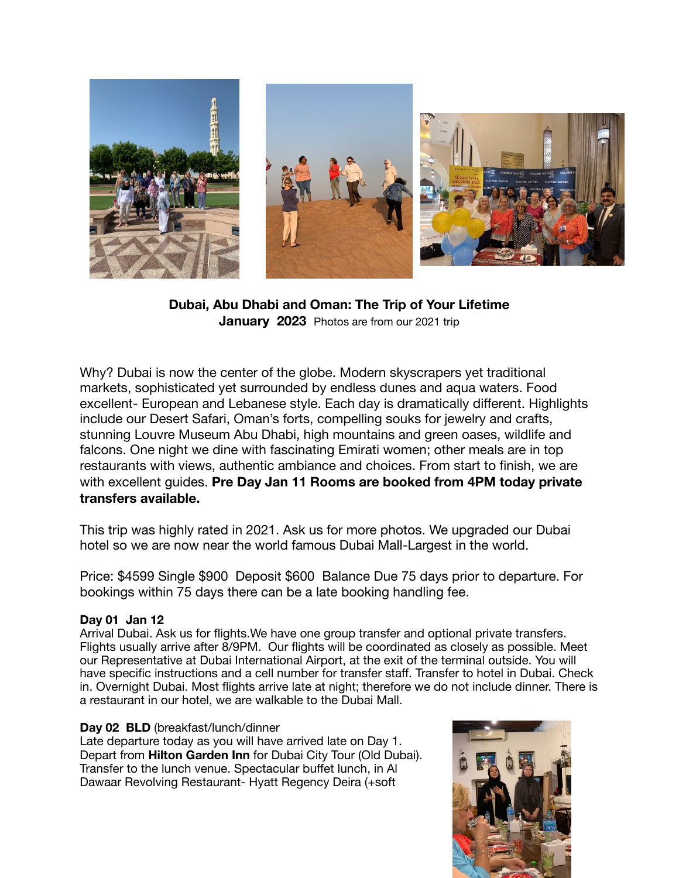**Dubai, Abu Dhabi and Oman: The Trip of Your Lifetime**
**January 2023** Photos are from our 2021 trip

Why? Dubai is now the center of the globe. Modern skyscrapers yet traditional markets, sophisticated yet surrounded by endless dunes and aqua waters. Food excellent- European and Lebanese style. Each day is dramatically different. Highlights include our Desert Safari, Oman's forts, compelling souks for jewelry and crafts, stunning Louvre Museum Abu Dhabi, high mountains and green oases, wildlife and falcons. One night we dine with fascinating Emirati women; other meals are in top restaurants with views, authentic ambiance and choices. From start to finish, we are with excellent guides. **Pre Day Jan 11 Rooms are booked from 4PM today private transfers available.**

This trip was highly rated in 2021. Ask us for more photos. We upgraded our Dubai hotel so we are now near the world famous Dubai Mall-Largest in the world.

Price: $4599 Single $900 Deposit $600 Balance Due 75 days prior to departure. For bookings within 75 days there can be a late booking handling fee.

**Day 01 Jan 12**
Arrival Dubai. Ask us for flights.We have one group transfer and optional private transfers. Flights usually arrive after 8/9PM. Our flights will be coordinated as closely as possible. Meet our Representative at Dubai International Airport, at the exit of the terminal outside. You will have specific instructions and a cell number for transfer staff. Transfer to hotel in Dubai. Check in. Overnight Dubai. Most flights arrive late at night; therefore we do not include dinner. There is a restaurant in our hotel, we are walkable to the Dubai Mall.

**Day 02 BLD** (breakfast/lunch/dinner
Late departure today as you will have arrived late on Day 1. Depart from **Hilton Garden Inn** for Dubai City Tour (Old Dubai). Transfer to the lunch venue. Spectacular buffet lunch, in Al Dawaar Revolving Restaurant- Hyatt Regency Deira (+soft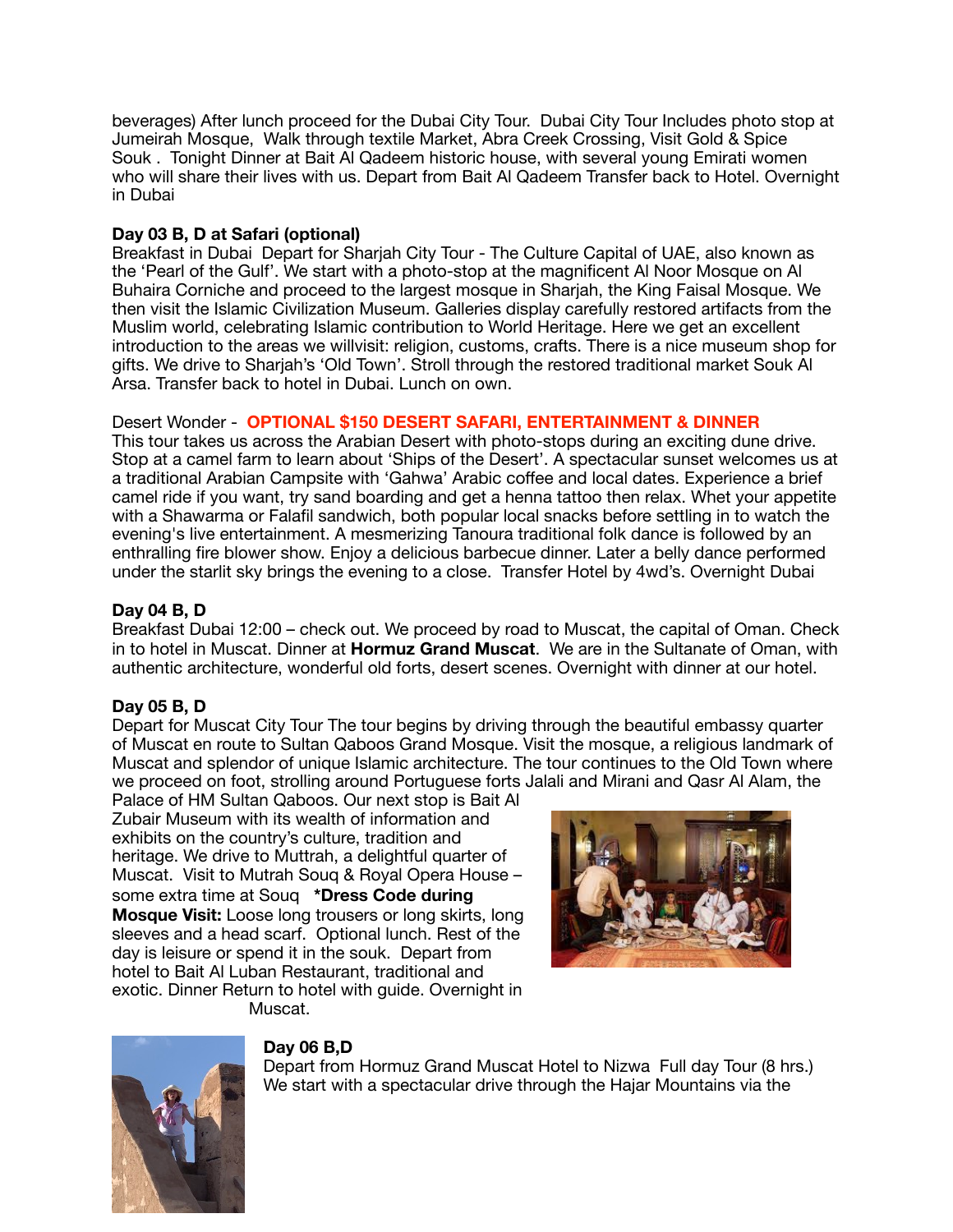beverages) After lunch proceed for the Dubai City Tour. Dubai City Tour Includes photo stop at Jumeirah Mosque, Walk through textile Market, Abra Creek Crossing, Visit Gold & Spice Souk . Tonight Dinner at Bait Al Qadeem historic house, with several young Emirati women who will share their lives with us. Depart from Bait Al Qadeem Transfer back to Hotel. Overnight in Dubai

**Day 03 B, D at Safari (optional)**
Breakfast in Dubai Depart for Sharjah City Tour - The Culture Capital of UAE, also known as the 'Pearl of the Gulf'. We start with a photo-stop at the magnificent Al Noor Mosque on Al Buhaira Corniche and proceed to the largest mosque in Sharjah, the King Faisal Mosque. We then visit the Islamic Civilization Museum. Galleries display carefully restored artifacts from the Muslim world, celebrating Islamic contribution to World Heritage. Here we get an excellent introduction to the areas we willvisit: religion, customs, crafts. There is a nice museum shop for gifts. We drive to Sharjah's 'Old Town'. Stroll through the restored traditional market Souk Al Arsa. Transfer back to hotel in Dubai. Lunch on own.

Desert Wonder - **OPTIONAL $150 DESERT SAFARI, ENTERTAINMENT & DINNER**
This tour takes us across the Arabian Desert with photo-stops during an exciting dune drive. Stop at a camel farm to learn about 'Ships of the Desert'. A spectacular sunset welcomes us at a traditional Arabian Campsite with 'Gahwa' Arabic coffee and local dates. Experience a brief camel ride if you want, try sand boarding and get a henna tattoo then relax. Whet your appetite with a Shawarma or Falafil sandwich, both popular local snacks before settling in to watch the evening's live entertainment. A mesmerizing Tanoura traditional folk dance is followed by an enthralling fire blower show. Enjoy a delicious barbecue dinner. Later a belly dance performed under the starlit sky brings the evening to a close. Transfer Hotel by 4wd's. Overnight Dubai

**Day 04 B, D**
Breakfast Dubai 12:00 – check out. We proceed by road to Muscat, the capital of Oman. Check in to hotel in Muscat. Dinner at **Hormuz Grand Muscat**. We are in the Sultanate of Oman, with authentic architecture, wonderful old forts, desert scenes. Overnight with dinner at our hotel.

**Day 05 B, D**
Depart for Muscat City Tour The tour begins by driving through the beautiful embassy quarter of Muscat en route to Sultan Qaboos Grand Mosque. Visit the mosque, a religious landmark of Muscat and splendor of unique Islamic architecture. The tour continues to the Old Town where we proceed on foot, strolling around Portuguese forts Jalali and Mirani and Qasr Al Alam, the Palace of HM Sultan Qaboos. Our next stop is Bait Al Zubair Museum with its wealth of information and exhibits on the country's culture, tradition and heritage. We drive to Muttrah, a delightful quarter of Muscat. Visit to Mutrah Souq & Royal Opera House – some extra time at Souq **\*Dress Code during Mosque Visit:** Loose long trousers or long skirts, long sleeves and a head scarf. Optional lunch. Rest of the day is leisure or spend it in the souk. Depart from hotel to Bait Al Luban Restaurant, traditional and exotic. Dinner Return to hotel with guide. Overnight in Muscat.

**Day 06 B,D**
Depart from Hormuz Grand Muscat Hotel to Nizwa Full day Tour (8 hrs.) We start with a spectacular drive through the Hajar Mountains via the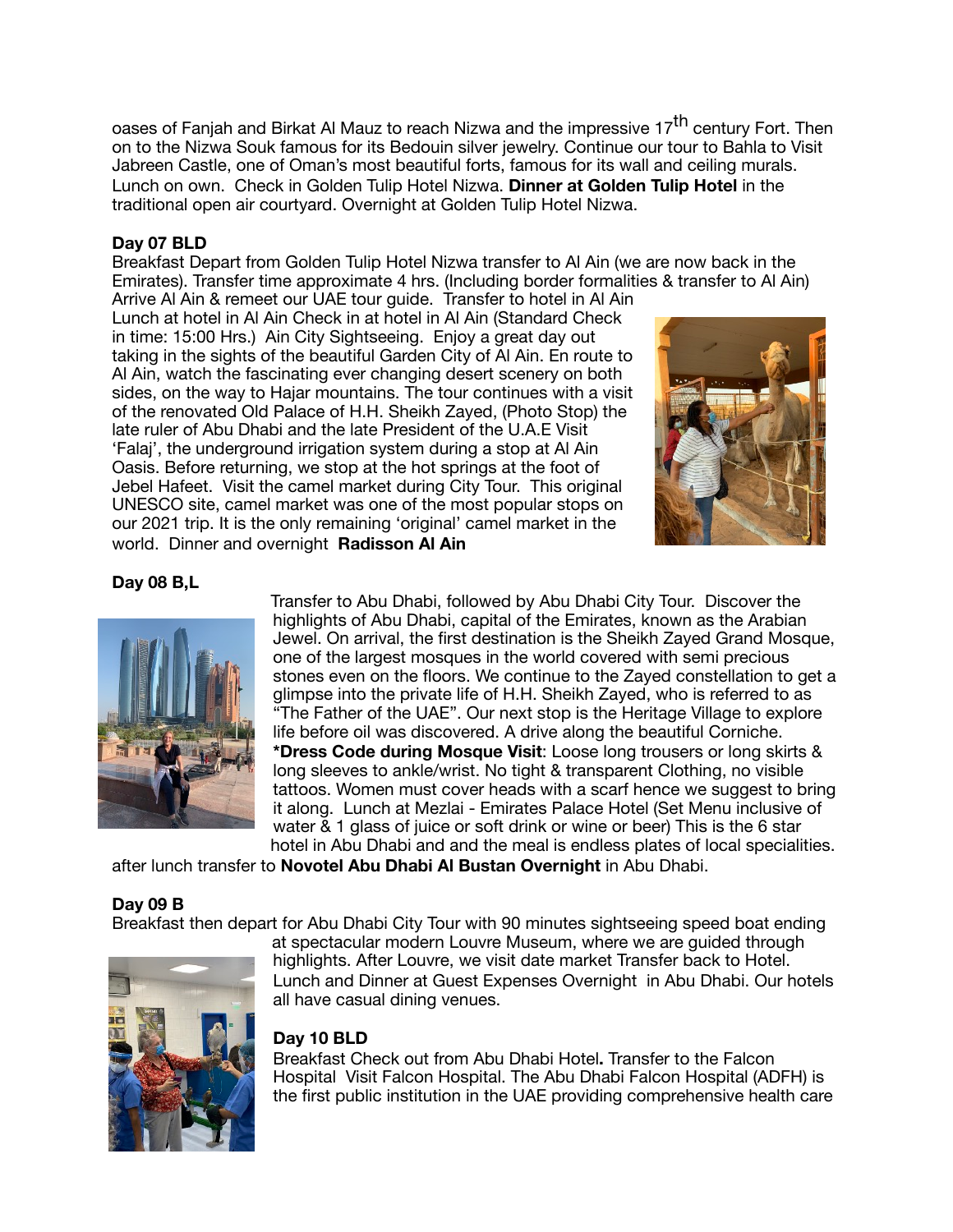oases of Fanjah and Birkat Al Mauz to reach Nizwa and the impressive 17th century Fort. Then on to the Nizwa Souk famous for its Bedouin silver jewelry. Continue our tour to Bahla to Visit Jabreen Castle, one of Oman's most beautiful forts, famous for its wall and ceiling murals. Lunch on own. Check in Golden Tulip Hotel Nizwa. **Dinner at Golden Tulip Hotel** in the traditional open air courtyard. Overnight at Golden Tulip Hotel Nizwa.

**Day 07 BLD**

Breakfast Depart from Golden Tulip Hotel Nizwa transfer to Al Ain (we are now back in the Emirates). Transfer time approximate 4 hrs. (Including border formalities & transfer to Al Ain) Arrive Al Ain & remeet our UAE tour guide. Transfer to hotel in Al Ain Lunch at hotel in Al Ain Check in at hotel in Al Ain (Standard Check in time: 15:00 Hrs.) Ain City Sightseeing. Enjoy a great day out taking in the sights of the beautiful Garden City of Al Ain. En route to Al Ain, watch the fascinating ever changing desert scenery on both sides, on the way to Hajar mountains. The tour continues with a visit of the renovated Old Palace of H.H. Sheikh Zayed, (Photo Stop) the late ruler of Abu Dhabi and the late President of the U.A.E Visit 'Falaj', the underground irrigation system during a stop at Al Ain Oasis. Before returning, we stop at the hot springs at the foot of Jebel Hafeet. Visit the camel market during City Tour. This original UNESCO site, camel market was one of the most popular stops on our 2021 trip. It is the only remaining 'original' camel market in the world. Dinner and overnight **Radisson Al Ain**

**Day 08 B,L**

Transfer to Abu Dhabi, followed by Abu Dhabi City Tour. Discover the highlights of Abu Dhabi, capital of the Emirates, known as the Arabian Jewel. On arrival, the first destination is the Sheikh Zayed Grand Mosque, one of the largest mosques in the world covered with semi precious stones even on the floors. We continue to the Zayed constellation to get a glimpse into the private life of H.H. Sheikh Zayed, who is referred to as "The Father of the UAE". Our next stop is the Heritage Village to explore life before oil was discovered. A drive along the beautiful Corniche. ***Dress Code during Mosque Visit**: Loose long trousers or long skirts & long sleeves to ankle/wrist. No tight & transparent Clothing, no visible tattoos. Women must cover heads with a scarf hence we suggest to bring it along. Lunch at Mezlai - Emirates Palace Hotel (Set Menu inclusive of water & 1 glass of juice or soft drink or wine or beer) This is the 6 star hotel in Abu Dhabi and and the meal is endless plates of local specialities. after lunch transfer to **Novotel Abu Dhabi Al Bustan Overnight** in Abu Dhabi.

**Day 09 B**

Breakfast then depart for Abu Dhabi City Tour with 90 minutes sightseeing speed boat ending at spectacular modern Louvre Museum, where we are guided through highlights. After Louvre, we visit date market Transfer back to Hotel. Lunch and Dinner at Guest Expenses Overnight in Abu Dhabi. Our hotels all have casual dining venues.

**Day 10 BLD**

Breakfast Check out from Abu Dhabi Hotel**.** Transfer to the Falcon Hospital Visit Falcon Hospital. The Abu Dhabi Falcon Hospital (ADFH) is the first public institution in the UAE providing comprehensive health care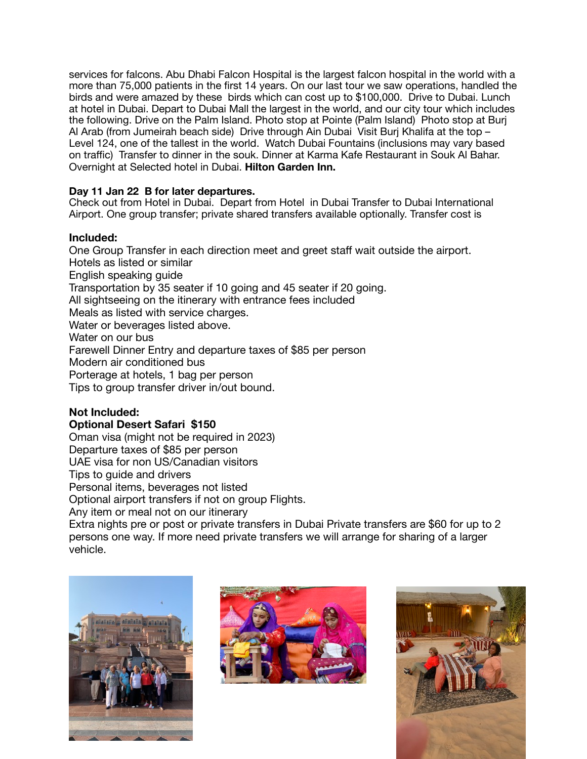services for falcons. Abu Dhabi Falcon Hospital is the largest falcon hospital in the world with a more than 75,000 patients in the first 14 years. On our last tour we saw operations, handled the birds and were amazed by these birds which can cost up to $100,000. Drive to Dubai. Lunch at hotel in Dubai. Depart to Dubai Mall the largest in the world, and our city tour which includes the following. Drive on the Palm Island. Photo stop at Pointe (Palm Island) Photo stop at Burj Al Arab (from Jumeirah beach side) Drive through Ain Dubai Visit Burj Khalifa at the top – Level 124, one of the tallest in the world. Watch Dubai Fountains (inclusions may vary based on traffic) Transfer to dinner in the souk. Dinner at Karma Kafe Restaurant in Souk Al Bahar. Overnight at Selected hotel in Dubai. **Hilton Garden Inn.**

**Day 11 Jan 22 B for later departures.**
Check out from Hotel in Dubai. Depart from Hotel in Dubai Transfer to Dubai International Airport. One group transfer; private shared transfers available optionally. Transfer cost is

**Included:**
One Group Transfer in each direction meet and greet staff wait outside the airport.
Hotels as listed or similar
English speaking guide
Transportation by 35 seater if 10 going and 45 seater if 20 going.
All sightseeing on the itinerary with entrance fees included
Meals as listed with service charges.
Water or beverages listed above.
Water on our bus
Farewell Dinner Entry and departure taxes of $85 per person
Modern air conditioned bus
Porterage at hotels, 1 bag per person
Tips to group transfer driver in/out bound.

**Not Included:**
**Optional Desert Safari $150**
Oman visa (might not be required in 2023)
Departure taxes of $85 per person
UAE visa for non US/Canadian visitors
Tips to guide and drivers
Personal items, beverages not listed
Optional airport transfers if not on group Flights.
Any item or meal not on our itinerary
Extra nights pre or post or private transfers in Dubai Private transfers are $60 for up to 2 persons one way. If more need private transfers we will arrange for sharing of a larger vehicle.